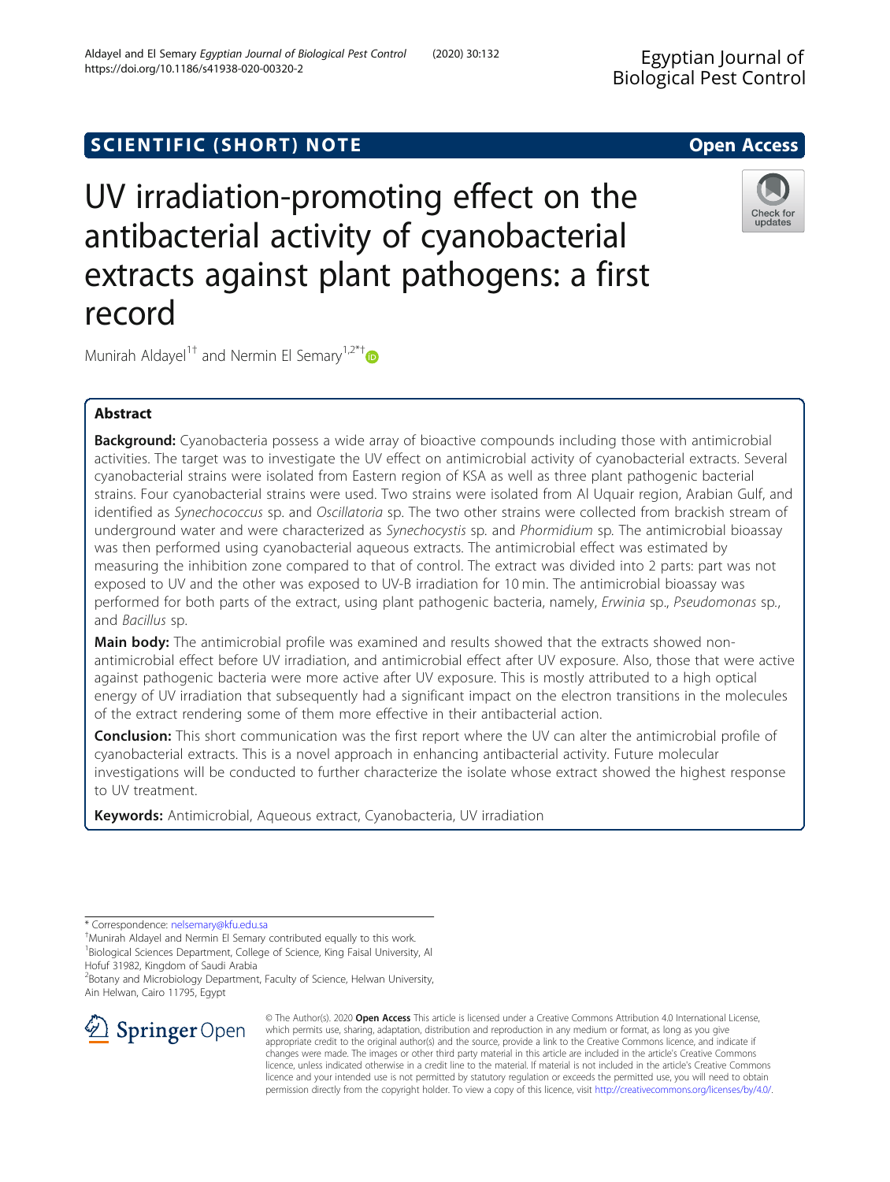SCIENTIFIC (SHORT) NOTE

Open Access

# UV irradiation-promoting effect on the antibacterial activity of cyanobacterial extracts against plant pathogens: a first record

Munirah Aldayel[1†] and Nermin El Semary[1,2*†]

## Abstract

**Background:** Cyanobacteria possess a wide array of bioactive compounds including those with antimicrobial activities. The target was to investigate the UV effect on antimicrobial activity of cyanobacterial extracts. Several cyanobacterial strains were isolated from Eastern region of KSA as well as three plant pathogenic bacterial strains. Four cyanobacterial strains were used. Two strains were isolated from Al Uquair region, Arabian Gulf, and identified as *Synechococcus* sp. and *Oscillatoria* sp. The two other strains were collected from brackish stream of underground water and were characterized as *Synechocystis* sp. and *Phormidium* sp. The antimicrobial bioassay was then performed using cyanobacterial aqueous extracts. The antimicrobial effect was estimated by measuring the inhibition zone compared to that of control. The extract was divided into 2 parts: part was not exposed to UV and the other was exposed to UV-B irradiation for 10 min. The antimicrobial bioassay was performed for both parts of the extract, using plant pathogenic bacteria, namely, *Erwinia* sp., *Pseudomonas* sp., and *Bacillus* sp.

**Main body:** The antimicrobial profile was examined and results showed that the extracts showed non-antimicrobial effect before UV irradiation, and antimicrobial effect after UV exposure. Also, those that were active against pathogenic bacteria were more active after UV exposure. This is mostly attributed to a high optical energy of UV irradiation that subsequently had a significant impact on the electron transitions in the molecules of the extract rendering some of them more effective in their antibacterial action.

**Conclusion:** This short communication was the first report where the UV can alter the antimicrobial profile of cyanobacterial extracts. This is a novel approach in enhancing antibacterial activity. Future molecular investigations will be conducted to further characterize the isolate whose extract showed the highest response to UV treatment.

**Keywords:** Antimicrobial, Aqueous extract, Cyanobacteria, UV irradiation

---

\* Correspondence: nelsemary@kfu.edu.sa

†Munirah Aldayel and Nermin El Semary contributed equally to this work.

[1] Biological Sciences Department, College of Science, King Faisal University, Al Hofuf 31982, Kingdom of Saudi Arabia

[2] Botany and Microbiology Department, Faculty of Science, Helwan University, Ain Helwan, Cairo 11795, Egypt

© The Author(s). 2020 **Open Access** This article is licensed under a Creative Commons Attribution 4.0 International License, which permits use, sharing, adaptation, distribution and reproduction in any medium or format, as long as you give appropriate credit to the original author(s) and the source, provide a link to the Creative Commons licence, and indicate if changes were made. The images or other third party material in this article are included in the article's Creative Commons licence, unless indicated otherwise in a credit line to the material. If material is not included in the article's Creative Commons licence and your intended use is not permitted by statutory regulation or exceeds the permitted use, you will need to obtain permission directly from the copyright holder. To view a copy of this licence, visit http://creativecommons.org/licenses/by/4.0/.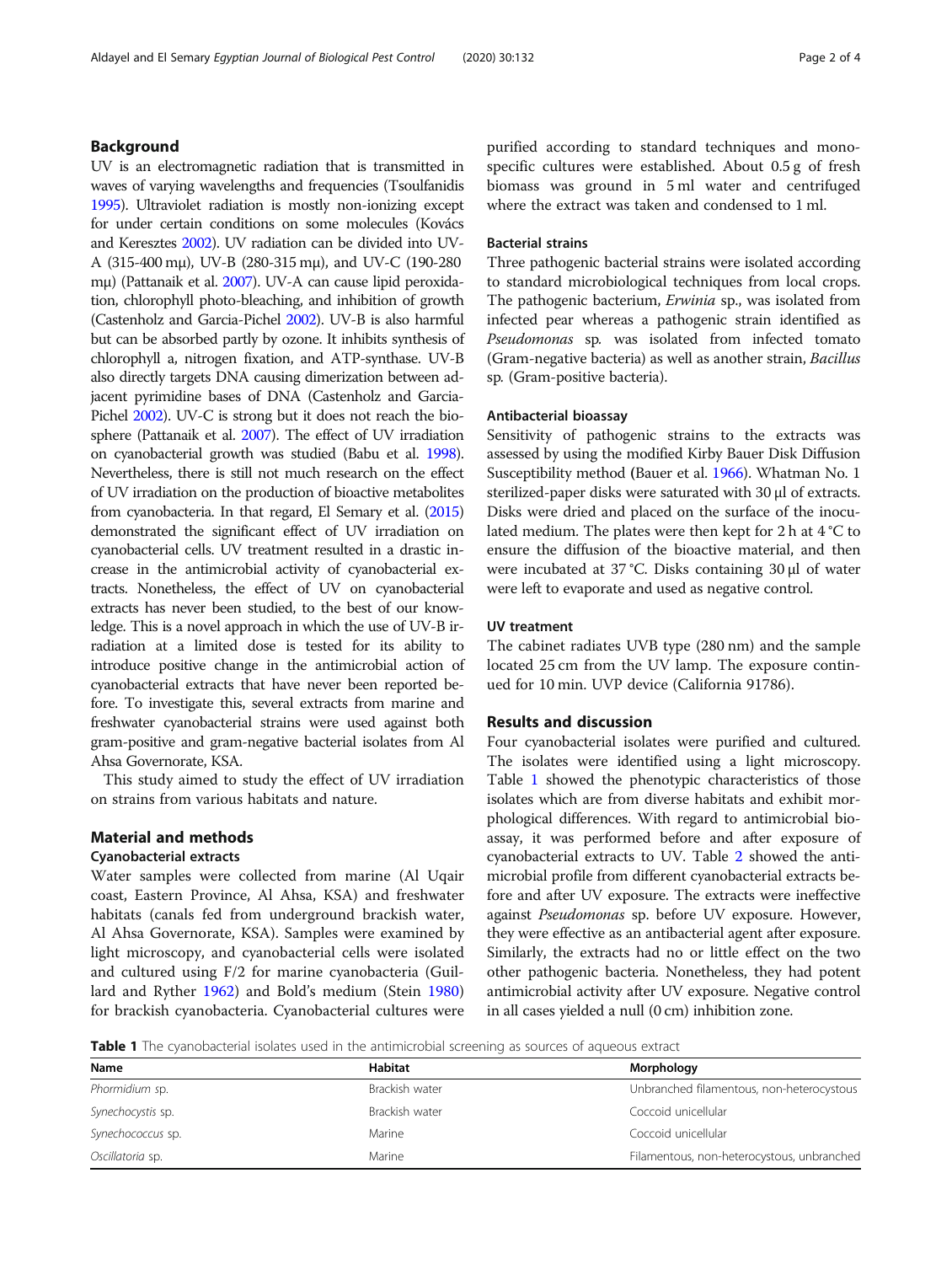## Background

UV is an electromagnetic radiation that is transmitted in waves of varying wavelengths and frequencies (Tsoulfanidis 1995). Ultraviolet radiation is mostly non-ionizing except for under certain conditions on some molecules (Kovács and Keresztes 2002). UV radiation can be divided into UV-A (315-400 mμ), UV-B (280-315 mμ), and UV-C (190-280 mμ) (Pattanaik et al. 2007). UV-A can cause lipid peroxidation, chlorophyll photo-bleaching, and inhibition of growth (Castenholz and Garcia-Pichel 2002). UV-B is also harmful but can be absorbed partly by ozone. It inhibits synthesis of chlorophyll a, nitrogen fixation, and ATP-synthase. UV-B also directly targets DNA causing dimerization between adjacent pyrimidine bases of DNA (Castenholz and Garcia-Pichel 2002). UV-C is strong but it does not reach the biosphere (Pattanaik et al. 2007). The effect of UV irradiation on cyanobacterial growth was studied (Babu et al. 1998). Nevertheless, there is still not much research on the effect of UV irradiation on the production of bioactive metabolites from cyanobacteria. In that regard, El Semary et al. (2015) demonstrated the significant effect of UV irradiation on cyanobacterial cells. UV treatment resulted in a drastic increase in the antimicrobial activity of cyanobacterial extracts. Nonetheless, the effect of UV on cyanobacterial extracts has never been studied, to the best of our knowledge. This is a novel approach in which the use of UV-B irradiation at a limited dose is tested for its ability to introduce positive change in the antimicrobial action of cyanobacterial extracts that have never been reported before. To investigate this, several extracts from marine and freshwater cyanobacterial strains were used against both gram-positive and gram-negative bacterial isolates from Al Ahsa Governorate, KSA.

This study aimed to study the effect of UV irradiation on strains from various habitats and nature.

## Material and methods

### Cyanobacterial extracts

Water samples were collected from marine (Al Uqair coast, Eastern Province, Al Ahsa, KSA) and freshwater habitats (canals fed from underground brackish water, Al Ahsa Governorate, KSA). Samples were examined by light microscopy, and cyanobacterial cells were isolated and cultured using F/2 for marine cyanobacteria (Guillard and Ryther 1962) and Bold's medium (Stein 1980) for brackish cyanobacteria. Cyanobacterial cultures were purified according to standard techniques and mono-specific cultures were established. About 0.5 g of fresh biomass was ground in 5 ml water and centrifuged where the extract was taken and condensed to 1 ml.

### Bacterial strains

Three pathogenic bacterial strains were isolated according to standard microbiological techniques from local crops. The pathogenic bacterium, *Erwinia* sp., was isolated from infected pear whereas a pathogenic strain identified as *Pseudomonas* sp. was isolated from infected tomato (Gram-negative bacteria) as well as another strain, *Bacillus* sp. (Gram-positive bacteria).

### Antibacterial bioassay

Sensitivity of pathogenic strains to the extracts was assessed by using the modified Kirby Bauer Disk Diffusion Susceptibility method (Bauer et al. 1966). Whatman No. 1 sterilized-paper disks were saturated with 30 μl of extracts. Disks were dried and placed on the surface of the inoculated medium. The plates were then kept for 2 h at 4 °C to ensure the diffusion of the bioactive material, and then were incubated at 37 °C. Disks containing 30 μl of water were left to evaporate and used as negative control.

### UV treatment

The cabinet radiates UVB type (280 nm) and the sample located 25 cm from the UV lamp. The exposure continued for 10 min. UVP device (California 91786).

## Results and discussion

Four cyanobacterial isolates were purified and cultured. The isolates were identified using a light microscopy. Table 1 showed the phenotypic characteristics of those isolates which are from diverse habitats and exhibit morphological differences. With regard to antimicrobial bioassay, it was performed before and after exposure of cyanobacterial extracts to UV. Table 2 showed the antimicrobial profile from different cyanobacterial extracts before and after UV exposure. The extracts were ineffective against *Pseudomonas* sp. before UV exposure. However, they were effective as an antibacterial agent after exposure. Similarly, the extracts had no or little effect on the two other pathogenic bacteria. Nonetheless, they had potent antimicrobial activity after UV exposure. Negative control in all cases yielded a null (0 cm) inhibition zone.

**Table 1** The cyanobacterial isolates used in the antimicrobial screening as sources of aqueous extract

| Name | Habitat | Morphology |
| --- | --- | --- |
| *Phormidium* sp. | Brackish water | Unbranched filamentous, non-heterocystous |
| *Synechocystis* sp. | Brackish water | Coccoid unicellular |
| *Synechococcus* sp. | Marine | Coccoid unicellular |
| *Oscillatoria* sp. | Marine | Filamentous, non-heterocystous, unbranched |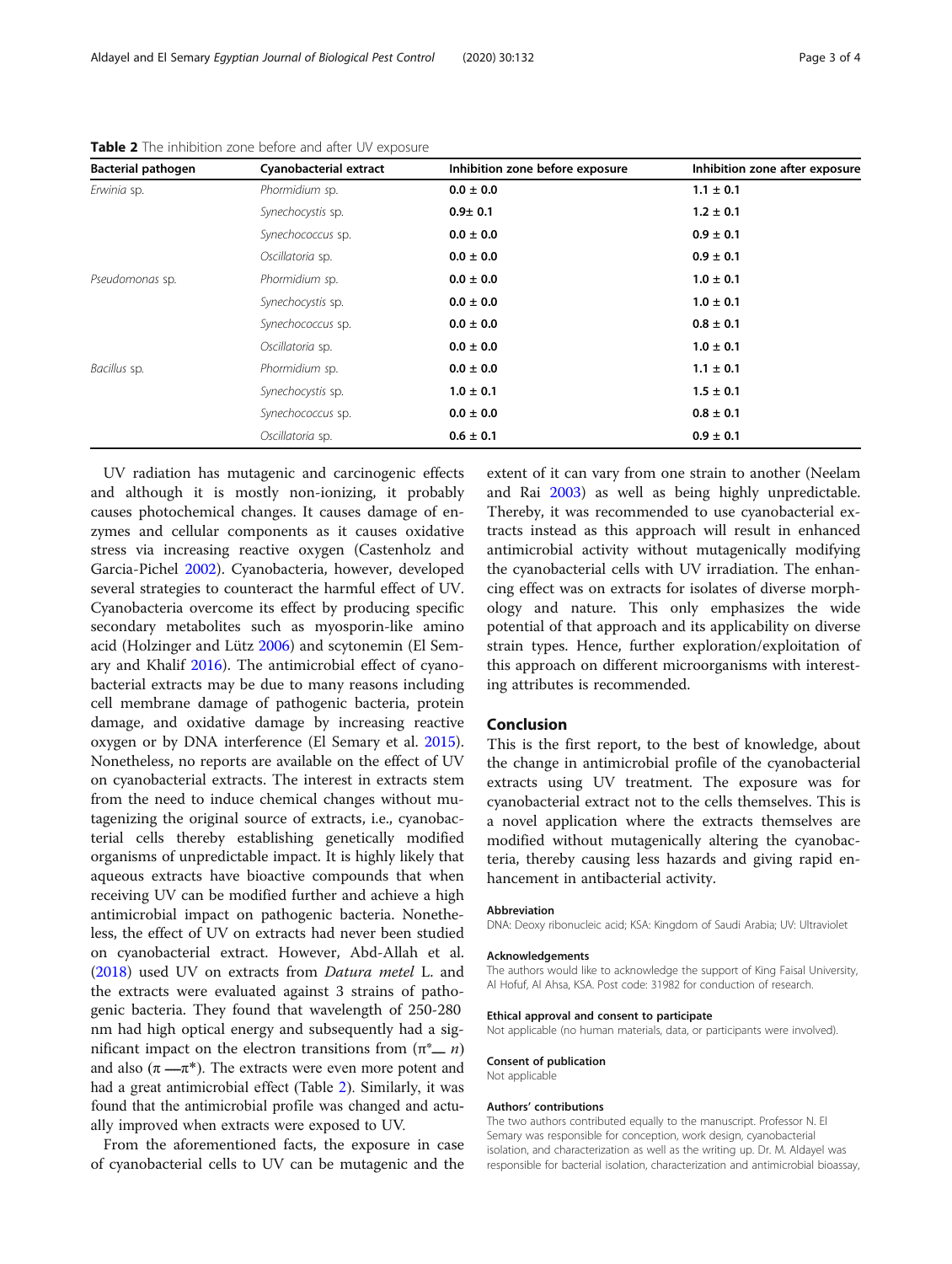**Table 2** The inhibition zone before and after UV exposure

| Bacterial pathogen | Cyanobacterial extract | Inhibition zone before exposure | Inhibition zone after exposure |
|---|---|---|---|
| *Erwinia* sp. | *Phormidium* sp. | **0.0 ± 0.0** | **1.1 ± 0.1** |
| | *Synechocystis* sp. | **0.9± 0.1** | **1.2 ± 0.1** |
| | *Synechococcus* sp. | **0.0 ± 0.0** | **0.9 ± 0.1** |
| | *Oscillatoria* sp. | **0.0 ± 0.0** | **0.9 ± 0.1** |
| *Pseudomonas* sp. | *Phormidium* sp. | **0.0 ± 0.0** | **1.0 ± 0.1** |
| | *Synechocystis* sp. | **0.0 ± 0.0** | **1.0 ± 0.1** |
| | *Synechococcus* sp. | **0.0 ± 0.0** | **0.8 ± 0.1** |
| | *Oscillatoria* sp. | **0.0 ± 0.0** | **1.0 ± 0.1** |
| *Bacillus* sp. | *Phormidium* sp. | **0.0 ± 0.0** | **1.1 ± 0.1** |
| | *Synechocystis* sp. | **1.0 ± 0.1** | **1.5 ± 0.1** |
| | *Synechococcus* sp. | **0.0 ± 0.0** | **0.8 ± 0.1** |
| | *Oscillatoria* sp. | **0.6 ± 0.1** | **0.9 ± 0.1** |

UV radiation has mutagenic and carcinogenic effects and although it is mostly non-ionizing, it probably causes photochemical changes. It causes damage of enzymes and cellular components as it causes oxidative stress via increasing reactive oxygen (Castenholz and Garcia-Pichel 2002). Cyanobacteria, however, developed several strategies to counteract the harmful effect of UV. Cyanobacteria overcome its effect by producing specific secondary metabolites such as myosporin-like amino acid (Holzinger and Lütz 2006) and scytonemin (El Semary and Khalif 2016). The antimicrobial effect of cyanobacterial extracts may be due to many reasons including cell membrane damage of pathogenic bacteria, protein damage, and oxidative damage by increasing reactive oxygen or by DNA interference (El Semary et al. 2015). Nonetheless, no reports are available on the effect of UV on cyanobacterial extracts. The interest in extracts stem from the need to induce chemical changes without mutagenizing the original source of extracts, i.e., cyanobacterial cells thereby establishing genetically modified organisms of unpredictable impact. It is highly likely that aqueous extracts have bioactive compounds that when receiving UV can be modified further and achieve a high antimicrobial impact on pathogenic bacteria. Nonetheless, the effect of UV on extracts had never been studied on cyanobacterial extract. However, Abd-Allah et al. (2018) used UV on extracts from *Datura metel* L. and the extracts were evaluated against 3 strains of pathogenic bacteria. They found that wavelength of 250-280 nm had high optical energy and subsequently had a significant impact on the electron transitions from ($\pi^*$— $n$) and also ($\pi$ —$\pi^*$). The extracts were even more potent and had a great antimicrobial effect (Table 2). Similarly, it was found that the antimicrobial profile was changed and actually improved when extracts were exposed to UV.

From the aforementioned facts, the exposure in case of cyanobacterial cells to UV can be mutagenic and the extent of it can vary from one strain to another (Neelam and Rai 2003) as well as being highly unpredictable. Thereby, it was recommended to use cyanobacterial extracts instead as this approach will result in enhanced antimicrobial activity without mutagenically modifying the cyanobacterial cells with UV irradiation. The enhancing effect was on extracts for isolates of diverse morphology and nature. This only emphasizes the wide potential of that approach and its applicability on diverse strain types. Hence, further exploration/exploitation of this approach on different microorganisms with interesting attributes is recommended.

## Conclusion

This is the first report, to the best of knowledge, about the change in antimicrobial profile of the cyanobacterial extracts using UV treatment. The exposure was for cyanobacterial extract not to the cells themselves. This is a novel application where the extracts themselves are modified without mutagenically altering the cyanobacteria, thereby causing less hazards and giving rapid enhancement in antibacterial activity.

#### Abbreviation

DNA: Deoxy ribonucleic acid; KSA: Kingdom of Saudi Arabia; UV: Ultraviolet

#### Acknowledgements

The authors would like to acknowledge the support of King Faisal University, Al Hofuf, Al Ahsa, KSA. Post code: 31982 for conduction of research.

#### Ethical approval and consent to participate

Not applicable (no human materials, data, or participants were involved).

#### Consent of publication

Not applicable

#### Authors' contributions

The two authors contributed equally to the manuscript. Professor N. El Semary was responsible for conception, work design, cyanobacterial isolation, and characterization as well as the writing up. Dr. M. Aldayel was responsible for bacterial isolation, characterization and antimicrobial bioassay,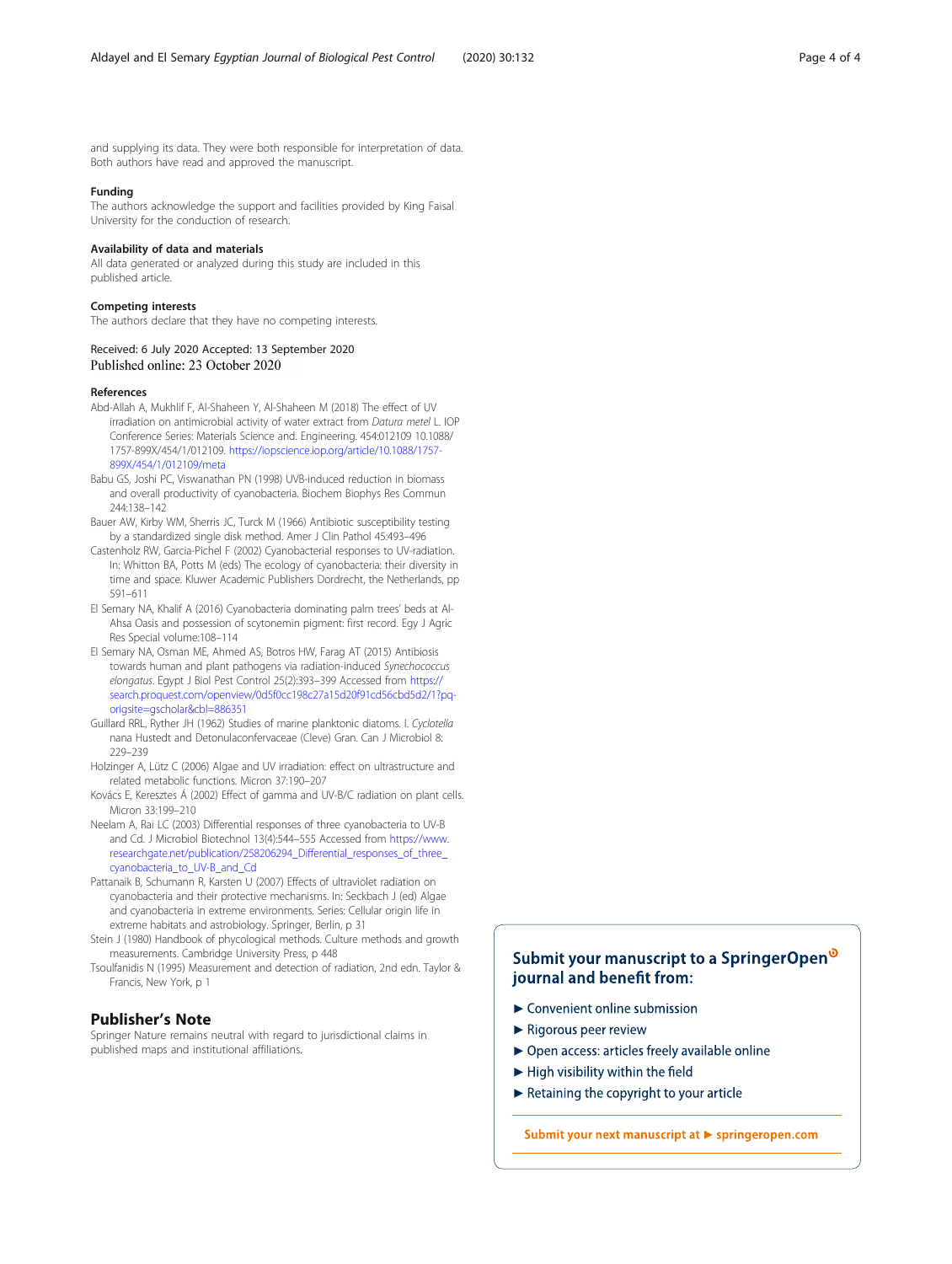and supplying its data. They were both responsible for interpretation of data. Both authors have read and approved the manuscript.

### Funding

The authors acknowledge the support and facilities provided by King Faisal University for the conduction of research.

### Availability of data and materials

All data generated or analyzed during this study are included in this published article.

### Competing interests

The authors declare that they have no competing interests.

Received: 6 July 2020 Accepted: 13 September 2020
Published online: 23 October 2020

### References

Abd-Allah A, Mukhlif F, Al-Shaheen Y, Al-Shaheen M (2018) The effect of UV irradiation on antimicrobial activity of water extract from *Datura metel* L. IOP Conference Series: Materials Science and. Engineering. 454:012109 10.1088/1757-899X/454/1/012109. https://iopscience.iop.org/article/10.1088/1757-899X/454/1/012109/meta

Babu GS, Joshi PC, Viswanathan PN (1998) UVB-induced reduction in biomass and overall productivity of cyanobacteria. Biochem Biophys Res Commun 244:138–142

Bauer AW, Kirby WM, Sherris JC, Turck M (1966) Antibiotic susceptibility testing by a standardized single disk method. Amer J Clin Pathol 45:493–496

Castenholz RW, Garcia-Pichel F (2002) Cyanobacterial responses to UV-radiation. In: Whitton BA, Potts M (eds) The ecology of cyanobacteria: their diversity in time and space. Kluwer Academic Publishers Dordrecht, the Netherlands, pp 591–611

El Semary NA, Khalif A (2016) Cyanobacteria dominating palm trees' beds at Al-Ahsa Oasis and possession of scytonemin pigment: first record. Egy J Agric Res Special volume:108–114

El Semary NA, Osman ME, Ahmed AS, Botros HW, Farag AT (2015) Antibiosis towards human and plant pathogens via radiation-induced *Synechococcus elongatus*. Egypt J Biol Pest Control 25(2):393–399 Accessed from https://search.proquest.com/openview/0d5f0cc198c27a15d20f91cd56cbd5d2/1?pq-origsite=gscholar&cbl=886351

Guillard RRL, Ryther JH (1962) Studies of marine planktonic diatoms. I. *Cyclotella* nana Hustedt and Detonulaconfervaceae (Cleve) Gran. Can J Microbiol 8: 229–239

Holzinger A, Lütz C (2006) Algae and UV irradiation: effect on ultrastructure and related metabolic functions. Micron 37:190–207

Kovács E, Keresztes Á (2002) Effect of gamma and UV-B/C radiation on plant cells. Micron 33:199–210

Neelam A, Rai LC (2003) Differential responses of three cyanobacteria to UV-B and Cd. J Microbiol Biotechnol 13(4):544–555 Accessed from https://www.researchgate.net/publication/258206294_Differential_responses_of_three_cyanobacteria_to_UV-B_and_Cd

Pattanaik B, Schumann R, Karsten U (2007) Effects of ultraviolet radiation on cyanobacteria and their protective mechanisms. In: Seckbach J (ed) Algae and cyanobacteria in extreme environments. Series: Cellular origin life in extreme habitats and astrobiology. Springer, Berlin, p 31

Stein J (1980) Handbook of phycological methods. Culture methods and growth measurements. Cambridge University Press, p 448

Tsoulfanidis N (1995) Measurement and detection of radiation, 2nd edn. Taylor & Francis, New York, p 1

## Publisher's Note

Springer Nature remains neutral with regard to jurisdictional claims in published maps and institutional affiliations.

**Submit your manuscript to a SpringerOpen journal and benefit from:**

- Convenient online submission
- Rigorous peer review
- Open access: articles freely available online
- High visibility within the field
- Retaining the copyright to your article

**Submit your next manuscript at ► springeropen.com**